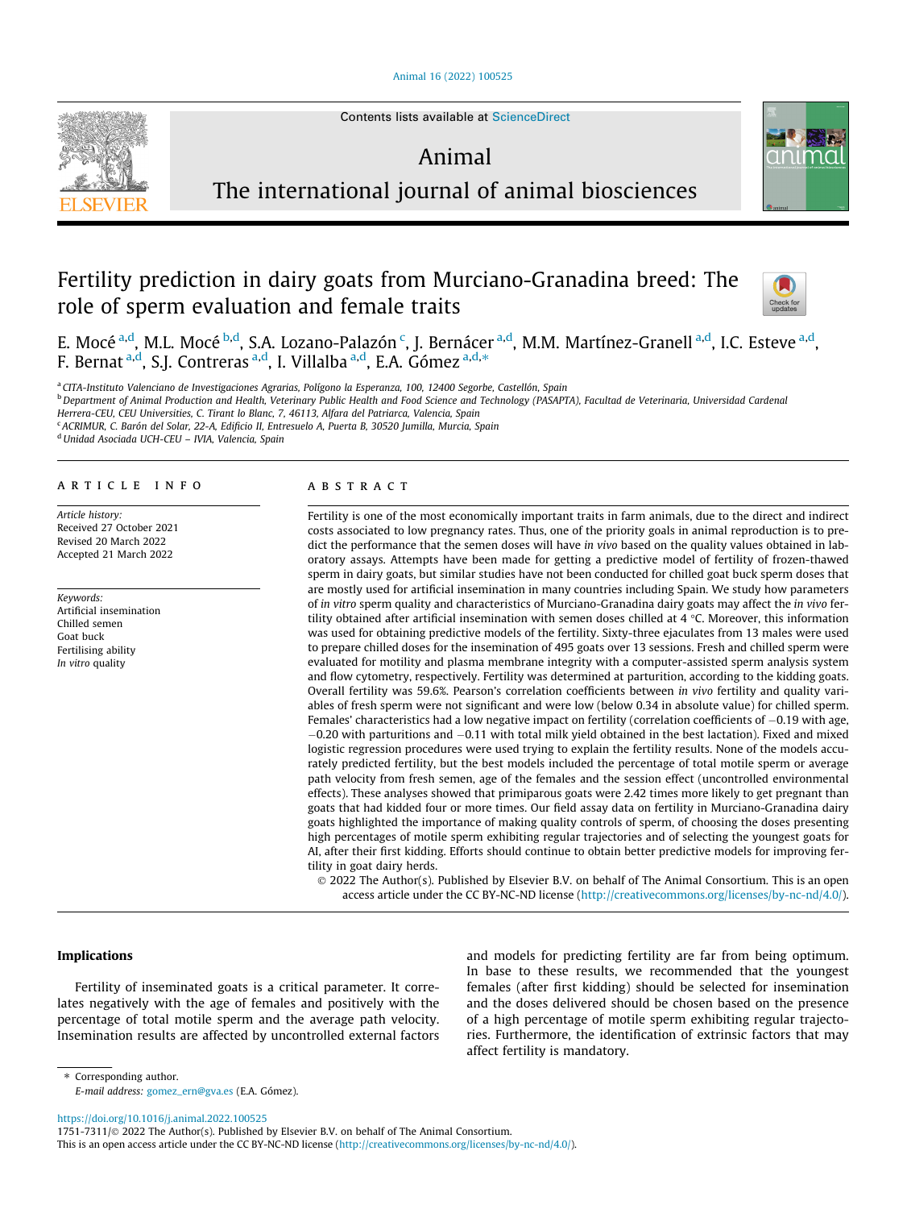# Fertility prediction in dairy goats from Murciano-Granadina breed: The role of sperm evaluation and female traits

E. Mocé [a,d], M.L. Mocé [b,d], S.A. Lozano-Palazón [c], J. Bernácer [a,d], M.M. Martínez-Granell [a,d], I.C. Esteve [a,d], F. Bernat [a,d], S.J. Contreras [a,d], I. Villalba [a,d], E.A. Gómez [a,d,*]

[a] CITA-Instituto Valenciano de Investigaciones Agrarias, Polígono la Esperanza, 100, 12400 Segorbe, Castellón, Spain
[b] Department of Animal Production and Health, Veterinary Public Health and Food Science and Technology (PASAPTA), Facultad de Veterinaria, Universidad Cardenal Herrera-CEU, CEU Universities, C. Tirant lo Blanc, 7, 46113, Alfara del Patriarca, Valencia, Spain
[c] ACRIMUR, C. Barón del Solar, 22-A, Edificio II, Entresuelo A, Puerta B, 30520 Jumilla, Murcia, Spain
[d] Unidad Asociada UCH-CEU – IVIA, Valencia, Spain

## ARTICLE INFO

*Article history:*
Received 27 October 2021
Revised 20 March 2022
Accepted 21 March 2022

*Keywords:*
Artificial insemination
Chilled semen
Goat buck
Fertilising ability
*In vitro* quality

## ABSTRACT

Fertility is one of the most economically important traits in farm animals, due to the direct and indirect costs associated to low pregnancy rates. Thus, one of the priority goals in animal reproduction is to predict the performance that the semen doses will have *in vivo* based on the quality values obtained in laboratory assays. Attempts have been made for getting a predictive model of fertility of frozen-thawed sperm in dairy goats, but similar studies have not been conducted for chilled goat buck sperm doses that are mostly used for artificial insemination in many countries including Spain. We study how parameters of *in vitro* sperm quality and characteristics of Murciano-Granadina dairy goats may affect the *in vivo* fertility obtained after artificial insemination with semen doses chilled at 4 °C. Moreover, this information was used for obtaining predictive models of the fertility. Sixty-three ejaculates from 13 males were used to prepare chilled doses for the insemination of 495 goats over 13 sessions. Fresh and chilled sperm were evaluated for motility and plasma membrane integrity with a computer-assisted sperm analysis system and flow cytometry, respectively. Fertility was determined at parturition, according to the kidding goats. Overall fertility was 59.6%. Pearson's correlation coefficients between *in vivo* fertility and quality variables of fresh sperm were not significant and were low (below 0.34 in absolute value) for chilled sperm. Females' characteristics had a low negative impact on fertility (correlation coefficients of −0.19 with age, −0.20 with parturitions and −0.11 with total milk yield obtained in the best lactation). Fixed and mixed logistic regression procedures were used trying to explain the fertility results. None of the models accurately predicted fertility, but the best models included the percentage of total motile sperm or average path velocity from fresh semen, age of the females and the session effect (uncontrolled environmental effects). These analyses showed that primiparous goats were 2.42 times more likely to get pregnant than goats that had kidded four or more times. Our field assay data on fertility in Murciano-Granadina dairy goats highlighted the importance of making quality controls of sperm, of choosing the doses presenting high percentages of motile sperm exhibiting regular trajectories and of selecting the youngest goats for AI, after their first kidding. Efforts should continue to obtain better predictive models for improving fertility in goat dairy herds.

© 2022 The Author(s). Published by Elsevier B.V. on behalf of The Animal Consortium. This is an open access article under the CC BY-NC-ND license (http://creativecommons.org/licenses/by-nc-nd/4.0/).

## Implications

Fertility of inseminated goats is a critical parameter. It correlates negatively with the age of females and positively with the percentage of total motile sperm and the average path velocity. Insemination results are affected by uncontrolled external factors and models for predicting fertility are far from being optimum. In base to these results, we recommended that the youngest females (after first kidding) should be selected for insemination and the doses delivered should be chosen based on the presence of a high percentage of motile sperm exhibiting regular trajectories. Furthermore, the identification of extrinsic factors that may affect fertility is mandatory.

* Corresponding author.
*E-mail address:* gomez_ern@gva.es (E.A. Gómez).

https://doi.org/10.1016/j.animal.2022.100525
1751-7311/© 2022 The Author(s). Published by Elsevier B.V. on behalf of The Animal Consortium.
This is an open access article under the CC BY-NC-ND license (http://creativecommons.org/licenses/by-nc-nd/4.0/).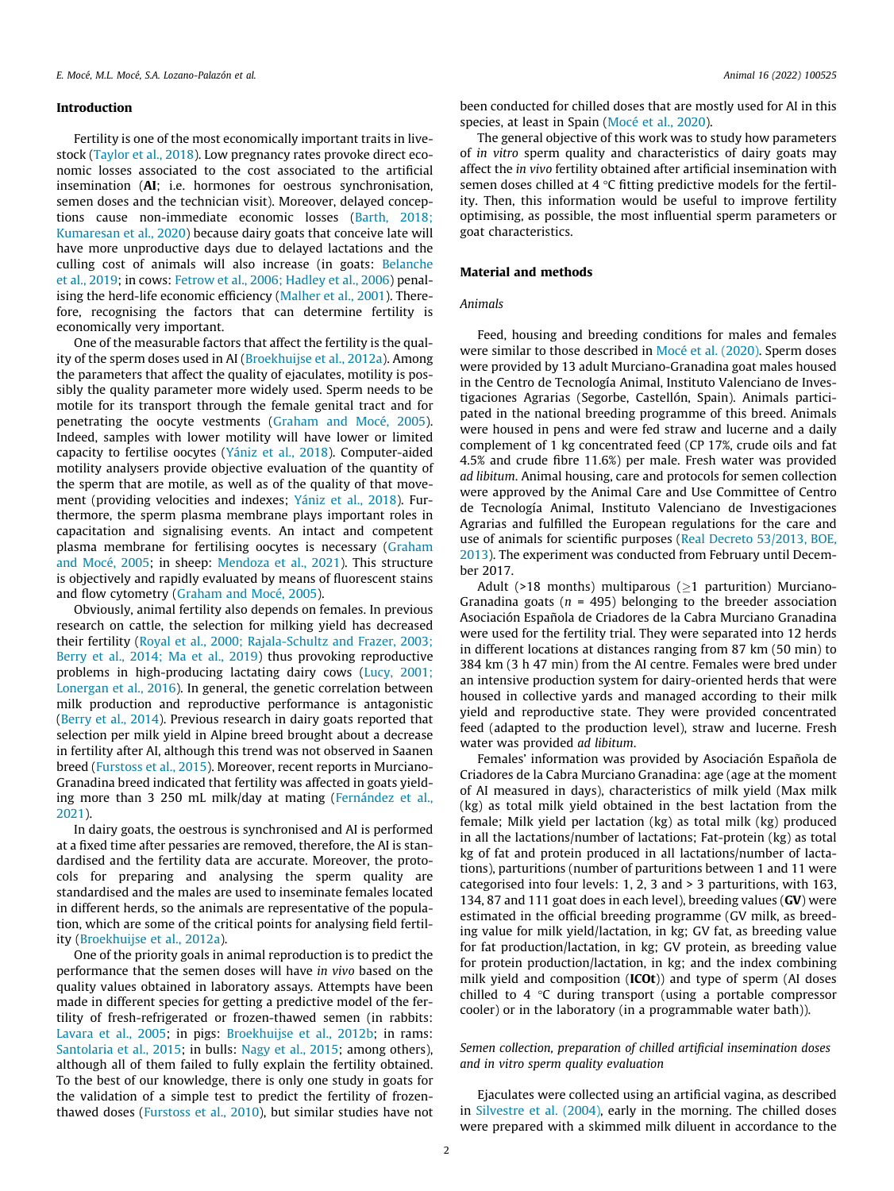## Introduction

Fertility is one of the most economically important traits in livestock (Taylor et al., 2018). Low pregnancy rates provoke direct economic losses associated to the cost associated to the artificial insemination (**AI**; i.e. hormones for oestrous synchronisation, semen doses and the technician visit). Moreover, delayed conceptions cause non-immediate economic losses (Barth, 2018; Kumaresan et al., 2020) because dairy goats that conceive late will have more unproductive days due to delayed lactations and the culling cost of animals will also increase (in goats: Belanche et al., 2019; in cows: Fetrow et al., 2006; Hadley et al., 2006) penalising the herd-life economic efficiency (Malher et al., 2001). Therefore, recognising the factors that can determine fertility is economically very important.

One of the measurable factors that affect the fertility is the quality of the sperm doses used in AI (Broekhuijse et al., 2012a). Among the parameters that affect the quality of ejaculates, motility is possibly the quality parameter more widely used. Sperm needs to be motile for its transport through the female genital tract and for penetrating the oocyte vestments (Graham and Mocé, 2005). Indeed, samples with lower motility will have lower or limited capacity to fertilise oocytes (Yániz et al., 2018). Computer-aided motility analysers provide objective evaluation of the quantity of the sperm that are motile, as well as of the quality of that movement (providing velocities and indexes; Yániz et al., 2018). Furthermore, the sperm plasma membrane plays important roles in capacitation and signalising events. An intact and competent plasma membrane for fertilising oocytes is necessary (Graham and Mocé, 2005; in sheep: Mendoza et al., 2021). This structure is objectively and rapidly evaluated by means of fluorescent stains and flow cytometry (Graham and Mocé, 2005).

Obviously, animal fertility also depends on females. In previous research on cattle, the selection for milking yield has decreased their fertility (Royal et al., 2000; Rajala-Schultz and Frazer, 2003; Berry et al., 2014; Ma et al., 2019) thus provoking reproductive problems in high-producing lactating dairy cows (Lucy, 2001; Lonergan et al., 2016). In general, the genetic correlation between milk production and reproductive performance is antagonistic (Berry et al., 2014). Previous research in dairy goats reported that selection per milk yield in Alpine breed brought about a decrease in fertility after AI, although this trend was not observed in Saanen breed (Furstoss et al., 2015). Moreover, recent reports in Murciano-Granadina breed indicated that fertility was affected in goats yielding more than 3 250 mL milk/day at mating (Fernández et al., 2021).

In dairy goats, the oestrous is synchronised and AI is performed at a fixed time after pessaries are removed, therefore, the AI is standardised and the fertility data are accurate. Moreover, the protocols for preparing and analysing the sperm quality are standardised and the males are used to inseminate females located in different herds, so the animals are representative of the population, which are some of the critical points for analysing field fertility (Broekhuijse et al., 2012a).

One of the priority goals in animal reproduction is to predict the performance that the semen doses will have *in vivo* based on the quality values obtained in laboratory assays. Attempts have been made in different species for getting a predictive model of the fertility of fresh-refrigerated or frozen-thawed semen (in rabbits: Lavara et al., 2005; in pigs: Broekhuijse et al., 2012b; in rams: Santolaria et al., 2015; in bulls: Nagy et al., 2015; among others), although all of them failed to fully explain the fertility obtained. To the best of our knowledge, there is only one study in goats for the validation of a simple test to predict the fertility of frozen-thawed doses (Furstoss et al., 2010), but similar studies have not been conducted for chilled doses that are mostly used for AI in this species, at least in Spain (Mocé et al., 2020).

The general objective of this work was to study how parameters of *in vitro* sperm quality and characteristics of dairy goats may affect the *in vivo* fertility obtained after artificial insemination with semen doses chilled at 4 °C fitting predictive models for the fertility. Then, this information would be useful to improve fertility optimising, as possible, the most influential sperm parameters or goat characteristics.

## Material and methods

### Animals

Feed, housing and breeding conditions for males and females were similar to those described in Mocé et al. (2020). Sperm doses were provided by 13 adult Murciano-Granadina goat males housed in the Centro de Tecnología Animal, Instituto Valenciano de Investigaciones Agrarias (Segorbe, Castellón, Spain). Animals participated in the national breeding programme of this breed. Animals were housed in pens and were fed straw and lucerne and a daily complement of 1 kg concentrated feed (CP 17%, crude oils and fat 4.5% and crude fibre 11.6%) per male. Fresh water was provided *ad libitum*. Animal housing, care and protocols for semen collection were approved by the Animal Care and Use Committee of Centro de Tecnología Animal, Instituto Valenciano de Investigaciones Agrarias and fulfilled the European regulations for the care and use of animals for scientific purposes (Real Decreto 53/2013, BOE, 2013). The experiment was conducted from February until December 2017.

Adult (>18 months) multiparous (≥1 parturition) Murciano-Granadina goats ($n$ = 495) belonging to the breeder association Asociación Española de Criadores de la Cabra Murciano Granadina were used for the fertility trial. They were separated into 12 herds in different locations at distances ranging from 87 km (50 min) to 384 km (3 h 47 min) from the AI centre. Females were bred under an intensive production system for dairy-oriented herds that were housed in collective yards and managed according to their milk yield and reproductive state. They were provided concentrated feed (adapted to the production level), straw and lucerne. Fresh water was provided *ad libitum*.

Females' information was provided by Asociación Española de Criadores de la Cabra Murciano Granadina: age (age at the moment of AI measured in days), characteristics of milk yield (Max milk (kg) as total milk yield obtained in the best lactation from the female; Milk yield per lactation (kg) as total milk (kg) produced in all the lactations/number of lactations; Fat-protein (kg) as total kg of fat and protein produced in all lactations/number of lactations), parturitions (number of parturitions between 1 and 11 were categorised into four levels: 1, 2, 3 and > 3 parturitions, with 163, 134, 87 and 111 goat does in each level), breeding values (**GV**) were estimated in the official breeding programme (GV milk, as breeding value for milk yield/lactation, in kg; GV fat, as breeding value for fat production/lactation, in kg; GV protein, as breeding value for protein production/lactation, in kg; and the index combining milk yield and composition (**ICOt**)) and type of sperm (AI doses chilled to 4 °C during transport (using a portable compressor cooler) or in the laboratory (in a programmable water bath)).

### Semen collection, preparation of chilled artificial insemination doses and in vitro sperm quality evaluation

Ejaculates were collected using an artificial vagina, as described in Silvestre et al. (2004), early in the morning. The chilled doses were prepared with a skimmed milk diluent in accordance to the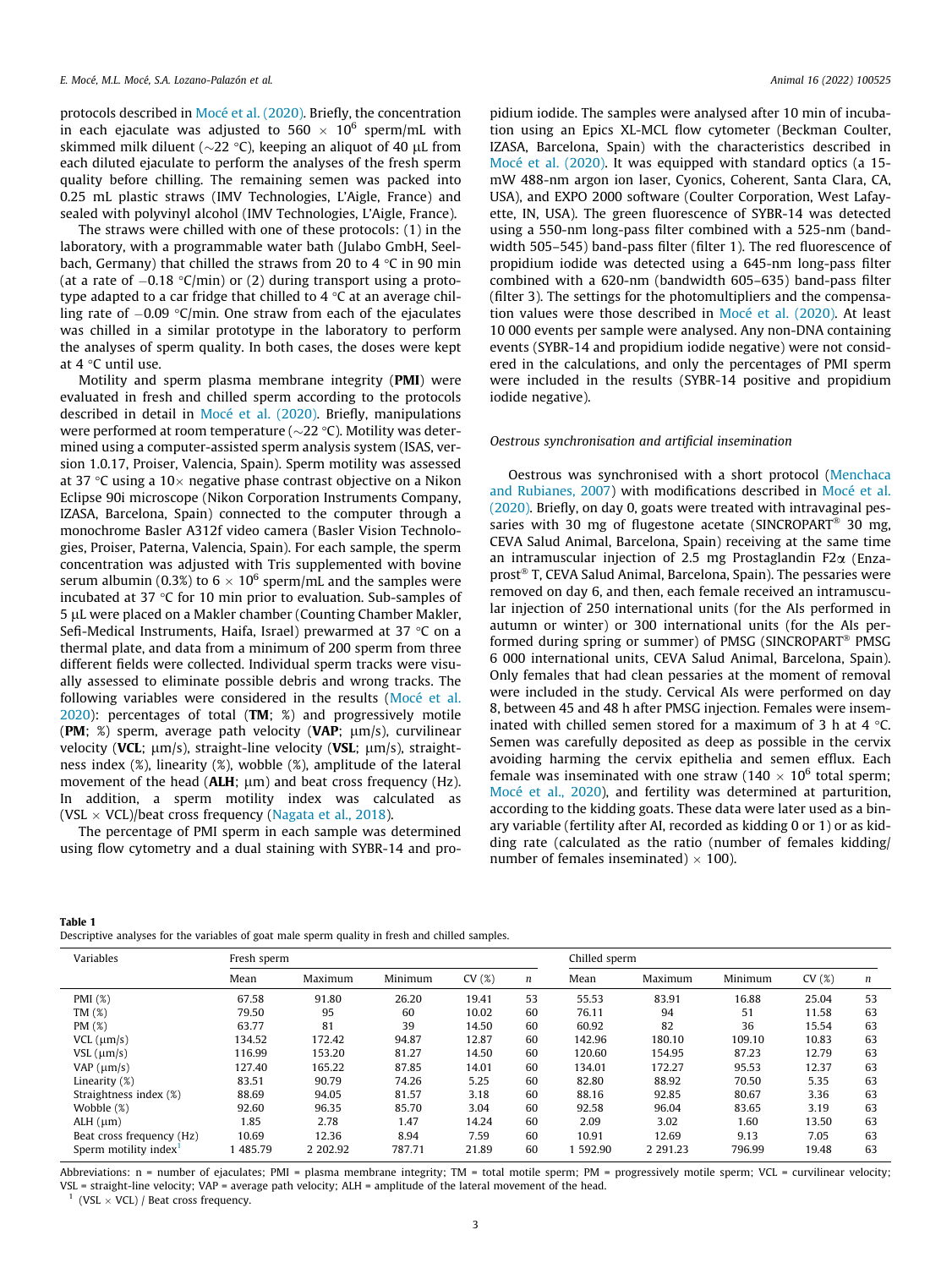protocols described in Mocé et al. (2020). Briefly, the concentration in each ejaculate was adjusted to $560 \times 10^6$ sperm/mL with skimmed milk diluent (~22 °C), keeping an aliquot of 40 µL from each diluted ejaculate to perform the analyses of the fresh sperm quality before chilling. The remaining semen was packed into 0.25 mL plastic straws (IMV Technologies, L'Aigle, France) and sealed with polyvinyl alcohol (IMV Technologies, L'Aigle, France).

The straws were chilled with one of these protocols: (1) in the laboratory, with a programmable water bath (Julabo GmbH, Seelbach, Germany) that chilled the straws from 20 to 4 °C in 90 min (at a rate of −0.18 °C/min) or (2) during transport using a prototype adapted to a car fridge that chilled to 4 °C at an average chilling rate of −0.09 °C/min. One straw from each of the ejaculates was chilled in a similar prototype in the laboratory to perform the analyses of sperm quality. In both cases, the doses were kept at 4 °C until use.

Motility and sperm plasma membrane integrity (**PMI**) were evaluated in fresh and chilled sperm according to the protocols described in detail in Mocé et al. (2020). Briefly, manipulations were performed at room temperature (~22 °C). Motility was determined using a computer-assisted sperm analysis system (ISAS, version 1.0.17, Proiser, Valencia, Spain). Sperm motility was assessed at 37 °C using a 10× negative phase contrast objective on a Nikon Eclipse 90i microscope (Nikon Corporation Instruments Company, IZASA, Barcelona, Spain) connected to the computer through a monochrome Basler A312f video camera (Basler Vision Technologies, Proiser, Paterna, Valencia, Spain). For each sample, the sperm concentration was adjusted with Tris supplemented with bovine serum albumin (0.3%) to $6 \times 10^6$ sperm/mL and the samples were incubated at 37 °C for 10 min prior to evaluation. Sub-samples of 5 µL were placed on a Makler chamber (Counting Chamber Makler, Sefi-Medical Instruments, Haifa, Israel) prewarmed at 37 °C on a thermal plate, and data from a minimum of 200 sperm from three different fields were collected. Individual sperm tracks were visually assessed to eliminate possible debris and wrong tracks. The following variables were considered in the results (Mocé et al. 2020): percentages of total (**TM**; %) and progressively motile (**PM**; %) sperm, average path velocity (**VAP**; µm/s), curvilinear velocity (**VCL**; µm/s), straight-line velocity (**VSL**; µm/s), straightness index (%), linearity (%), wobble (%), amplitude of the lateral movement of the head (**ALH**; µm) and beat cross frequency (Hz). In addition, a sperm motility index was calculated as (VSL × VCL)/beat cross frequency (Nagata et al., 2018).

The percentage of PMI sperm in each sample was determined using flow cytometry and a dual staining with SYBR-14 and propidium iodide. The samples were analysed after 10 min of incubation using an Epics XL-MCL flow cytometer (Beckman Coulter, IZASA, Barcelona, Spain) with the characteristics described in Mocé et al. (2020). It was equipped with standard optics (a 15-mW 488-nm argon ion laser, Cyonics, Coherent, Santa Clara, CA, USA), and EXPO 2000 software (Coulter Corporation, West Lafayette, IN, USA). The green fluorescence of SYBR-14 was detected using a 550-nm long-pass filter combined with a 525-nm (bandwidth 505–545) band-pass filter (filter 1). The red fluorescence of propidium iodide was detected using a 645-nm long-pass filter combined with a 620-nm (bandwidth 605–635) band-pass filter (filter 3). The settings for the photomultipliers and the compensation values were those described in Mocé et al. (2020). At least 10 000 events per sample were analysed. Any non-DNA containing events (SYBR-14 and propidium iodide negative) were not considered in the calculations, and only the percentages of PMI sperm were included in the results (SYBR-14 positive and propidium iodide negative).

### *Oestrous synchronisation and artificial insemination*

Oestrous was synchronised with a short protocol (Menchaca and Rubianes, 2007) with modifications described in Mocé et al. (2020). Briefly, on day 0, goats were treated with intravaginal pessaries with 30 mg of flugestone acetate (SINCROPART® 30 mg, CEVA Salud Animal, Barcelona, Spain) receiving at the same time an intramuscular injection of 2.5 mg Prostaglandin F2α (Enzaprost® T, CEVA Salud Animal, Barcelona, Spain). The pessaries were removed on day 6, and then, each female received an intramuscular injection of 250 international units (for the AIs performed in autumn or winter) or 300 international units (for the AIs performed during spring or summer) of PMSG (SINCROPART® PMSG 6 000 international units, CEVA Salud Animal, Barcelona, Spain). Only females that had clean pessaries at the moment of removal were included in the study. Cervical AIs were performed on day 8, between 45 and 48 h after PMSG injection. Females were inseminated with chilled semen stored for a maximum of 3 h at 4 °C. Semen was carefully deposited as deep as possible in the cervix avoiding harming the cervix epithelia and semen efflux. Each female was inseminated with one straw ($140 \times 10^6$ total sperm; Mocé et al., 2020), and fertility was determined at parturition, according to the kidding goats. These data were later used as a binary variable (fertility after AI, recorded as kidding 0 or 1) or as kidding rate (calculated as the ratio (number of females kidding/number of females inseminated) × 100).

**Table 1**
Descriptive analyses for the variables of goat male sperm quality in fresh and chilled samples.

| Variables | Fresh sperm | | | | | Chilled sperm | | | | |
|---|---|---|---|---|---|---|---|---|---|---|
| | Mean | Maximum | Minimum | CV (%) | *n* | Mean | Maximum | Minimum | CV (%) | *n* |
| PMI (%) | 67.58 | 91.80 | 26.20 | 19.41 | 53 | 55.53 | 83.91 | 16.88 | 25.04 | 53 |
| TM (%) | 79.50 | 95 | 60 | 10.02 | 60 | 76.11 | 94 | 51 | 11.58 | 63 |
| PM (%) | 63.77 | 81 | 39 | 14.50 | 60 | 60.92 | 82 | 36 | 15.54 | 63 |
| VCL (µm/s) | 134.52 | 172.42 | 94.87 | 12.87 | 60 | 142.96 | 180.10 | 109.10 | 10.83 | 63 |
| VSL (µm/s) | 116.99 | 153.20 | 81.27 | 14.50 | 60 | 120.60 | 154.95 | 87.23 | 12.79 | 63 |
| VAP (µm/s) | 127.40 | 165.22 | 87.85 | 14.01 | 60 | 134.01 | 172.27 | 95.53 | 12.37 | 63 |
| Linearity (%) | 83.51 | 90.79 | 74.26 | 5.25 | 60 | 82.80 | 88.92 | 70.50 | 5.35 | 63 |
| Straightness index (%) | 88.69 | 94.05 | 81.57 | 3.18 | 60 | 88.16 | 92.85 | 80.67 | 3.36 | 63 |
| Wobble (%) | 92.60 | 96.35 | 85.70 | 3.04 | 60 | 92.58 | 96.04 | 83.65 | 3.19 | 63 |
| ALH (µm) | 1.85 | 2.78 | 1.47 | 14.24 | 60 | 2.09 | 3.02 | 1.60 | 13.50 | 63 |
| Beat cross frequency (Hz) | 10.69 | 12.36 | 8.94 | 7.59 | 60 | 10.91 | 12.69 | 9.13 | 7.05 | 63 |
| Sperm motility index[1] | 1 485.79 | 2 202.92 | 787.71 | 21.89 | 60 | 1 592.90 | 2 291.23 | 796.99 | 19.48 | 63 |

Abbreviations: n = number of ejaculates; PMI = plasma membrane integrity; TM = total motile sperm; PM = progressively motile sperm; VCL = curvilinear velocity; VSL = straight-line velocity; VAP = average path velocity; ALH = amplitude of the lateral movement of the head.

[1] (VSL × VCL) / Beat cross frequency.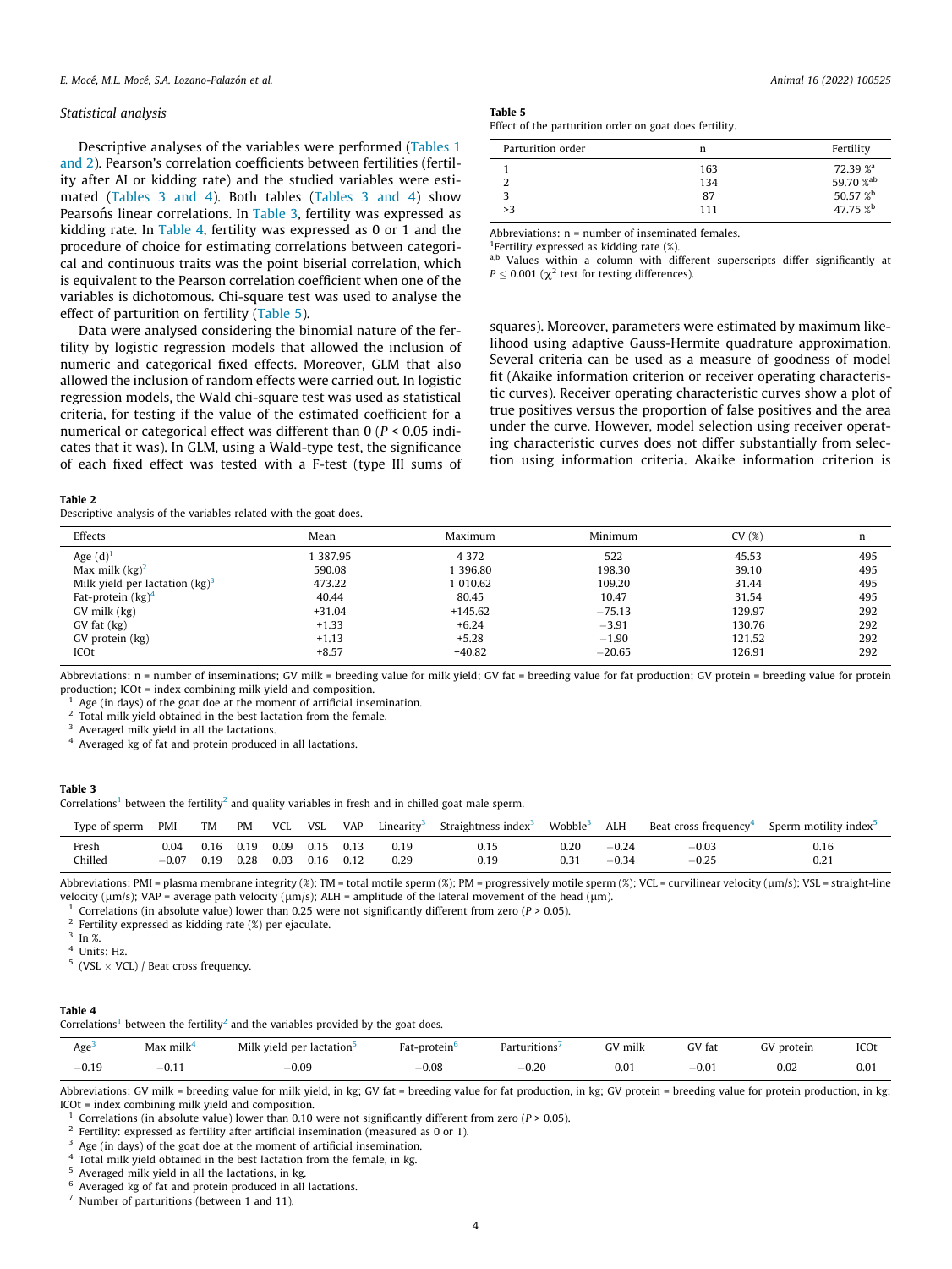### Statistical analysis

Descriptive analyses of the variables were performed (Tables 1 and 2). Pearson's correlation coefficients between fertilities (fertility after AI or kidding rate) and the studied variables were estimated (Tables 3 and 4). Both tables (Tables 3 and 4) show Pearsońs linear correlations. In Table 3, fertility was expressed as kidding rate. In Table 4, fertility was expressed as 0 or 1 and the procedure of choice for estimating correlations between categorical and continuous traits was the point biserial correlation, which is equivalent to the Pearson correlation coefficient when one of the variables is dichotomous. Chi-square test was used to analyse the effect of parturition on fertility (Table 5).

Data were analysed considering the binomial nature of the fertility by logistic regression models that allowed the inclusion of numeric and categorical fixed effects. Moreover, GLM that also allowed the inclusion of random effects were carried out. In logistic regression models, the Wald chi-square test was used as statistical criteria, for testing if the value of the estimated coefficient for a numerical or categorical effect was different than 0 ($P < 0.05$ indicates that it was). In GLM, using a Wald-type test, the significance of each fixed effect was tested with a F-test (type III sums of squares). Moreover, parameters were estimated by maximum likelihood using adaptive Gauss-Hermite quadrature approximation. Several criteria can be used as a measure of goodness of model fit (Akaike information criterion or receiver operating characteristic curves). Receiver operating characteristic curves show a plot of true positives versus the proportion of false positives and the area under the curve. However, model selection using receiver operating characteristic curves does not differ substantially from selection using information criteria. Akaike information criterion is

**Table 5**
Effect of the parturition order on goat does fertility.

| Parturition order | n | Fertility |
|---|---|---|
| 1 | 163 | 72.39 %[a] |
| 2 | 134 | 59.70 %[ab] |
| 3 | 87 | 50.57 %[b] |
| >3 | 111 | 47.75 %[b] |

Abbreviations: n = number of inseminated females.
[1]Fertility expressed as kidding rate (%).
[a,b] Values within a column with different superscripts differ significantly at $P \leq 0.001$ ($\chi^2$ test for testing differences).

**Table 2**
Descriptive analysis of the variables related with the goat does.

| Effects | Mean | Maximum | Minimum | CV (%) | n |
|---|---|---|---|---|---|
| Age (d)[1] | 1 387.95 | 4 372 | 522 | 45.53 | 495 |
| Max milk (kg)[2] | 590.08 | 1 396.80 | 198.30 | 39.10 | 495 |
| Milk yield per lactation (kg)[3] | 473.22 | 1 010.62 | 109.20 | 31.44 | 495 |
| Fat-protein (kg)[4] | 40.44 | 80.45 | 10.47 | 31.54 | 495 |
| GV milk (kg) | +31.04 | +145.62 | −75.13 | 129.97 | 292 |
| GV fat (kg) | +1.33 | +6.24 | −3.91 | 130.76 | 292 |
| GV protein (kg) | +1.13 | +5.28 | −1.90 | 121.52 | 292 |
| ICOt | +8.57 | +40.82 | −20.65 | 126.91 | 292 |

Abbreviations: n = number of inseminations; GV milk = breeding value for milk yield; GV fat = breeding value for fat production; GV protein = breeding value for protein production; ICOt = index combining milk yield and composition.
[1] Age (in days) of the goat doe at the moment of artificial insemination.
[2] Total milk yield obtained in the best lactation from the female.
[3] Averaged milk yield in all the lactations.
[4] Averaged kg of fat and protein produced in all lactations.

**Table 3**
Correlations[1] between the fertility[2] and quality variables in fresh and in chilled goat male sperm.

| Type of sperm | PMI | TM | PM | VCL | VSL | VAP | Linearity[3] | Straightness index[3] | Wobble[3] | ALH | Beat cross frequency[4] | Sperm motility index[5] |
|---|---|---|---|---|---|---|---|---|---|---|---|---|
| Fresh | 0.04 | 0.16 | 0.19 | 0.09 | 0.15 | 0.13 | 0.19 | 0.15 | 0.20 | −0.24 | −0.03 | 0.16 |
| Chilled | −0.07 | 0.19 | 0.28 | 0.03 | 0.16 | 0.12 | 0.29 | 0.19 | 0.31 | −0.34 | −0.25 | 0.21 |

Abbreviations: PMI = plasma membrane integrity (%); TM = total motile sperm (%); PM = progressively motile sperm (%); VCL = curvilinear velocity (μm/s); VSL = straight-line velocity (μm/s); VAP = average path velocity (μm/s); ALH = amplitude of the lateral movement of the head (μm).
[1] Correlations (in absolute value) lower than 0.25 were not significantly different from zero ($P > 0.05$).
[2] Fertility expressed as kidding rate (%) per ejaculate.
[3] In %.
[4] Units: Hz.
[5] (VSL × VCL) / Beat cross frequency.

**Table 4**
Correlations[1] between the fertility[2] and the variables provided by the goat does.

| Age[3] | Max milk[4] | Milk yield per lactation[5] | Fat-protein[6] | Parturitions[7] | GV milk | GV fat | GV protein | ICOt |
|---|---|---|---|---|---|---|---|---|
| −0.19 | −0.11 | −0.09 | −0.08 | −0.20 | 0.01 | −0.01 | 0.02 | 0.01 |

Abbreviations: GV milk = breeding value for milk yield, in kg; GV fat = breeding value for fat production, in kg; GV protein = breeding value for protein production, in kg; ICOt = index combining milk yield and composition.
[1] Correlations (in absolute value) lower than 0.10 were not significantly different from zero ($P > 0.05$).
[2] Fertility: expressed as fertility after artificial insemination (measured as 0 or 1).
[3] Age (in days) of the goat doe at the moment of artificial insemination.
[4] Total milk yield obtained in the best lactation from the female, in kg.
[5] Averaged milk yield in all the lactations, in kg.
[6] Averaged kg of fat and protein produced in all lactations.
[7] Number of parturitions (between 1 and 11).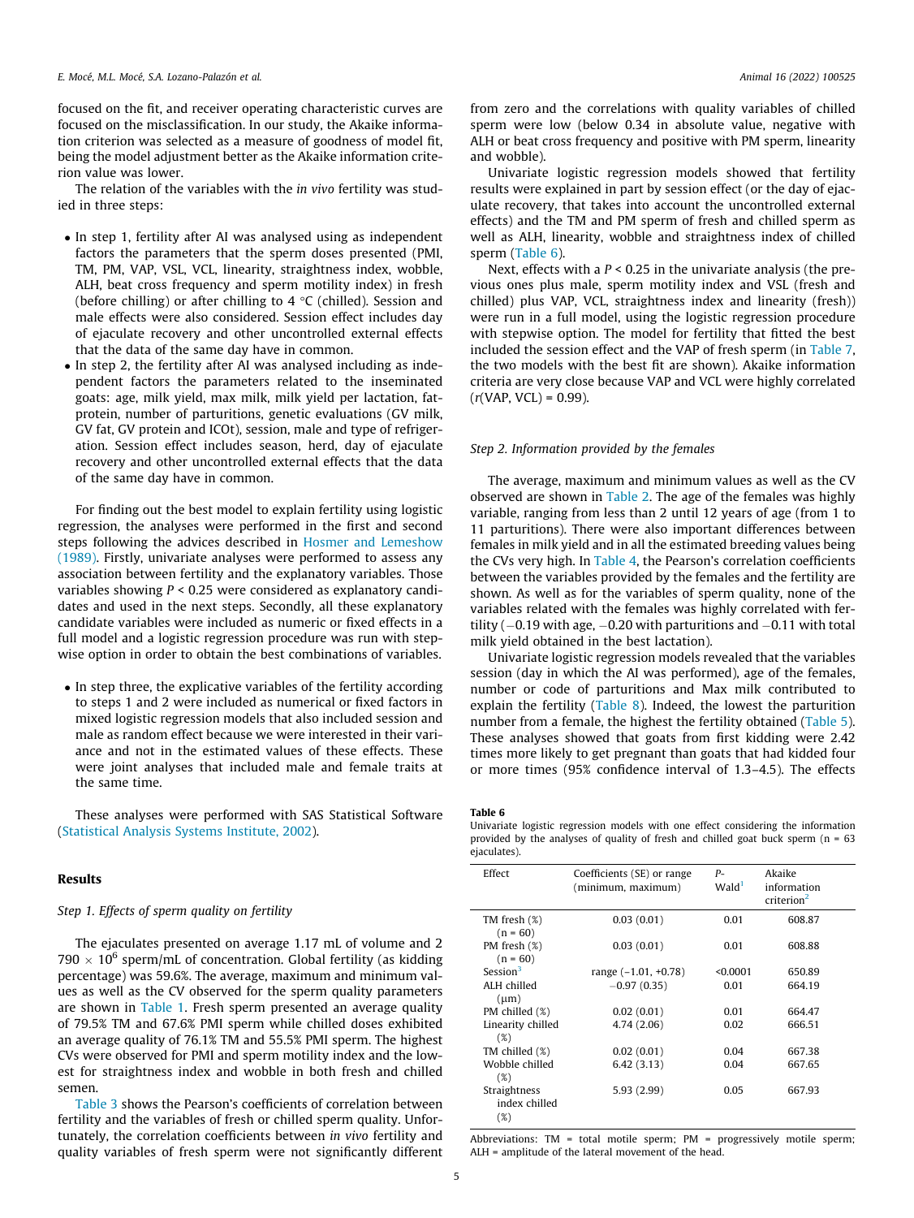focused on the fit, and receiver operating characteristic curves are focused on the misclassification. In our study, the Akaike information criterion was selected as a measure of goodness of model fit, being the model adjustment better as the Akaike information criterion value was lower.

The relation of the variables with the *in vivo* fertility was studied in three steps:

- In step 1, fertility after AI was analysed using as independent factors the parameters that the sperm doses presented (PMI, TM, PM, VAP, VSL, VCL, linearity, straightness index, wobble, ALH, beat cross frequency and sperm motility index) in fresh (before chilling) or after chilling to 4 °C (chilled). Session and male effects were also considered. Session effect includes day of ejaculate recovery and other uncontrolled external effects that the data of the same day have in common.
- In step 2, the fertility after AI was analysed including as independent factors the parameters related to the inseminated goats: age, milk yield, max milk, milk yield per lactation, fat-protein, number of parturitions, genetic evaluations (GV milk, GV fat, GV protein and ICOt), session, male and type of refrigeration. Session effect includes season, herd, day of ejaculate recovery and other uncontrolled external effects that the data of the same day have in common.

For finding out the best model to explain fertility using logistic regression, the analyses were performed in the first and second steps following the advices described in Hosmer and Lemeshow (1989). Firstly, univariate analyses were performed to assess any association between fertility and the explanatory variables. Those variables showing $P < 0.25$ were considered as explanatory candidates and used in the next steps. Secondly, all these explanatory candidate variables were included as numeric or fixed effects in a full model and a logistic regression procedure was run with stepwise option in order to obtain the best combinations of variables.

- In step three, the explicative variables of the fertility according to steps 1 and 2 were included as numerical or fixed factors in mixed logistic regression models that also included session and male as random effect because we were interested in their variance and not in the estimated values of these effects. These were joint analyses that included male and female traits at the same time.

These analyses were performed with SAS Statistical Software (Statistical Analysis Systems Institute, 2002).

## Results

### *Step 1. Effects of sperm quality on fertility*

The ejaculates presented on average 1.17 mL of volume and 2 790 × $10^6$ sperm/mL of concentration. Global fertility (as kidding percentage) was 59.6%. The average, maximum and minimum values as well as the CV observed for the sperm quality parameters are shown in Table 1. Fresh sperm presented an average quality of 79.5% TM and 67.6% PMI sperm while chilled doses exhibited an average quality of 76.1% TM and 55.5% PMI sperm. The highest CVs were observed for PMI and sperm motility index and the lowest for straightness index and wobble in both fresh and chilled semen.

Table 3 shows the Pearson's coefficients of correlation between fertility and the variables of fresh or chilled sperm quality. Unfortunately, the correlation coefficients between *in vivo* fertility and quality variables of fresh sperm were not significantly different from zero and the correlations with quality variables of chilled sperm were low (below 0.34 in absolute value, negative with ALH or beat cross frequency and positive with PM sperm, linearity and wobble).

Univariate logistic regression models showed that fertility results were explained in part by session effect (or the day of ejaculate recovery, that takes into account the uncontrolled external effects) and the TM and PM sperm of fresh and chilled sperm as well as ALH, linearity, wobble and straightness index of chilled sperm (Table 6).

Next, effects with a $P < 0.25$ in the univariate analysis (the previous ones plus male, sperm motility index and VSL (fresh and chilled) plus VAP, VCL, straightness index and linearity (fresh)) were run in a full model, using the logistic regression procedure with stepwise option. The model for fertility that fitted the best included the session effect and the VAP of fresh sperm (in Table 7, the two models with the best fit are shown). Akaike information criteria are very close because VAP and VCL were highly correlated ($r$(VAP, VCL) = 0.99).

### *Step 2. Information provided by the females*

The average, maximum and minimum values as well as the CV observed are shown in Table 2. The age of the females was highly variable, ranging from less than 2 until 12 years of age (from 1 to 11 parturitions). There were also important differences between females in milk yield and in all the estimated breeding values being the CVs very high. In Table 4, the Pearson's correlation coefficients between the variables provided by the females and the fertility are shown. As well as for the variables of sperm quality, none of the variables related with the females was highly correlated with fertility (−0.19 with age, −0.20 with parturitions and −0.11 with total milk yield obtained in the best lactation).

Univariate logistic regression models revealed that the variables session (day in which the AI was performed), age of the females, number or code of parturitions and Max milk contributed to explain the fertility (Table 8). Indeed, the lowest the parturition number from a female, the highest the fertility obtained (Table 5). These analyses showed that goats from first kidding were 2.42 times more likely to get pregnant than goats that had kidded four or more times (95% confidence interval of 1.3–4.5). The effects

**Table 6**
Univariate logistic regression models with one effect considering the information provided by the analyses of quality of fresh and chilled goat buck sperm (n = 63 ejaculates).

| Effect | Coefficients (SE) or range (minimum, maximum) | P-Wald[1] | Akaike information criterion[2] |
|---|---|---|---|
| TM fresh (%) (n = 60) | 0.03 (0.01) | 0.01 | 608.87 |
| PM fresh (%) (n = 60) | 0.03 (0.01) | 0.01 | 608.88 |
| Session[3] | range (−1.01, +0.78) | <0.0001 | 650.89 |
| ALH chilled (μm) | −0.97 (0.35) | 0.01 | 664.19 |
| PM chilled (%) | 0.02 (0.01) | 0.01 | 664.47 |
| Linearity chilled (%) | 4.74 (2.06) | 0.02 | 666.51 |
| TM chilled (%) | 0.02 (0.01) | 0.04 | 667.38 |
| Wobble chilled (%) | 6.42 (3.13) | 0.04 | 667.65 |
| Straightness index chilled (%) | 5.93 (2.99) | 0.05 | 667.93 |

Abbreviations: TM = total motile sperm; PM = progressively motile sperm; ALH = amplitude of the lateral movement of the head.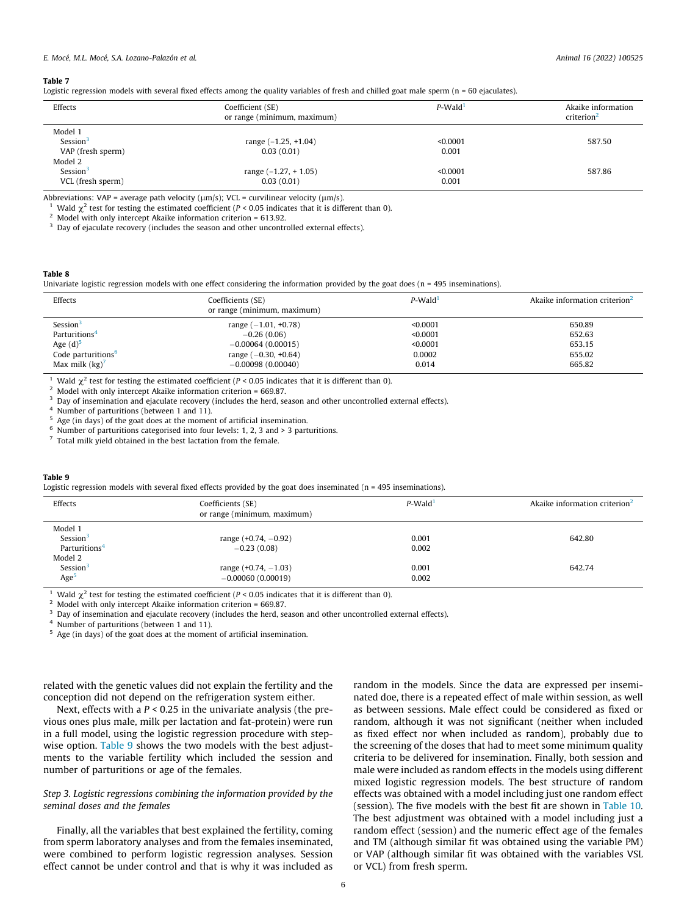**Table 7**
Logistic regression models with several fixed effects among the quality variables of fresh and chilled goat male sperm (n = 60 ejaculates).

| Effects | Coefficient (SE) or range (minimum, maximum) | P-Wald[1] | Akaike information criterion[2] |
|---|---|---|---|
| Model 1 | | | |
| Session[3] | range (−1.25, +1.04) | <0.0001 | 587.50 |
| VAP (fresh sperm) | 0.03 (0.01) | 0.001 | |
| Model 2 | | | |
| Session[3] | range (−1.27, + 1.05) | <0.0001 | 587.86 |
| VCL (fresh sperm) | 0.03 (0.01) | 0.001 | |

Abbreviations: VAP = average path velocity (μm/s); VCL = curvilinear velocity (μm/s).
[1] Wald $\chi^2$ test for testing the estimated coefficient ($P < 0.05$ indicates that it is different than 0).
[2] Model with only intercept Akaike information criterion = 613.92.
[3] Day of ejaculate recovery (includes the season and other uncontrolled external effects).

**Table 8**
Univariate logistic regression models with one effect considering the information provided by the goat does (n = 495 inseminations).

| Effects | Coefficients (SE) or range (minimum, maximum) | P-Wald[1] | Akaike information criterion[2] |
|---|---|---|---|
| Session[3] | range (−1.01, +0.78) | <0.0001 | 650.89 |
| Parturitions[4] | −0.26 (0.06) | <0.0001 | 652.63 |
| Age (d)[5] | −0.00064 (0.00015) | <0.0001 | 653.15 |
| Code parturitions[6] | range (−0.30, +0.64) | 0.0002 | 655.02 |
| Max milk (kg)[7] | −0.00098 (0.00040) | 0.014 | 665.82 |

[1] Wald $\chi^2$ test for testing the estimated coefficient ($P < 0.05$ indicates that it is different than 0).
[2] Model with only intercept Akaike information criterion = 669.87.
[3] Day of insemination and ejaculate recovery (includes the herd, season and other uncontrolled external effects).
[4] Number of parturitions (between 1 and 11).
[5] Age (in days) of the goat does at the moment of artificial insemination.
[6] Number of parturitions categorised into four levels: 1, 2, 3 and > 3 parturitions.
[7] Total milk yield obtained in the best lactation from the female.

**Table 9**
Logistic regression models with several fixed effects provided by the goat does inseminated (n = 495 inseminations).

| Effects | Coefficients (SE) or range (minimum, maximum) | P-Wald[1] | Akaike information criterion[2] |
|---|---|---|---|
| Model 1 | | | |
| Session[3] | range (+0.74, −0.92) | 0.001 | 642.80 |
| Parturitions[4] | −0.23 (0.08) | 0.002 | |
| Model 2 | | | |
| Session[3] | range (+0.74, −1.03) | 0.001 | 642.74 |
| Age[5] | −0.00060 (0.00019) | 0.002 | |

[1] Wald $\chi^2$ test for testing the estimated coefficient ($P < 0.05$ indicates that it is different than 0).
[2] Model with only intercept Akaike information criterion = 669.87.
[3] Day of insemination and ejaculate recovery (includes the herd, season and other uncontrolled external effects).
[4] Number of parturitions (between 1 and 11).
[5] Age (in days) of the goat does at the moment of artificial insemination.

related with the genetic values did not explain the fertility and the conception did not depend on the refrigeration system either.

Next, effects with a $P < 0.25$ in the univariate analysis (the previous ones plus male, milk per lactation and fat-protein) were run in a full model, using the logistic regression procedure with stepwise option. Table 9 shows the two models with the best adjustments to the variable fertility which included the session and number of parturitions or age of the females.

*Step 3. Logistic regressions combining the information provided by the seminal doses and the females*

Finally, all the variables that best explained the fertility, coming from sperm laboratory analyses and from the females inseminated, were combined to perform logistic regression analyses. Session effect cannot be under control and that is why it was included as random in the models. Since the data are expressed per inseminated doe, there is a repeated effect of male within session, as well as between sessions. Male effect could be considered as fixed or random, although it was not significant (neither when included as fixed effect nor when included as random), probably due to the screening of the doses that had to meet some minimum quality criteria to be delivered for insemination. Finally, both session and male were included as random effects in the models using different mixed logistic regression models. The best structure of random effects was obtained with a model including just one random effect (session). The five models with the best fit are shown in Table 10. The best adjustment was obtained with a model including just a random effect (session) and the numeric effect age of the females and TM (although similar fit was obtained using the variable PM) or VAP (although similar fit was obtained with the variables VSL or VCL) from fresh sperm.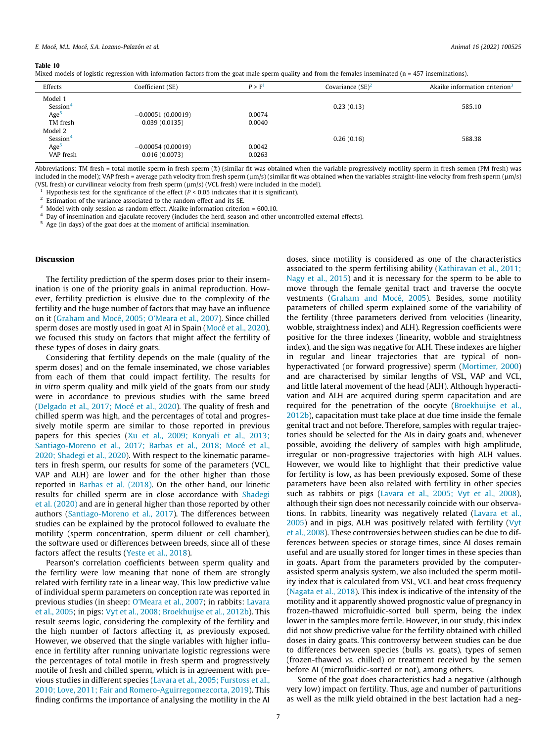**Table 10**
Mixed models of logistic regression with information factors from the goat male sperm quality and from the females inseminated (n = 457 inseminations).

| Effects | Coefficient (SE) | P > F[1] | Covariance (SE)[2] | Akaike information criterion[3] |
|---|---|---|---|---|
| Model 1 | | | | |
| Session[4] | | | 0.23 (0.13) | 585.10 |
| Age[5] | −0.00051 (0.00019) | 0.0074 | | |
| TM fresh | 0.039 (0.0135) | 0.0040 | | |
| Model 2 | | | | |
| Session[4] | | | 0.26 (0.16) | 588.38 |
| Age[5] | −0.00054 (0.00019) | 0.0042 | | |
| VAP fresh | 0.016 (0.0073) | 0.0263 | | |

Abbreviations: TM fresh = total motile sperm in fresh sperm (%) (similar fit was obtained when the variable progressively motility sperm in fresh semen (PM fresh) was included in the model); VAP fresh = average path velocity from fresh sperm (µm/s) (similar fit was obtained when the variables straight-line velocity from fresh sperm (µm/s) (VSL fresh) or curvilinear velocity from fresh sperm (µm/s) (VCL fresh) were included in the model).

[1] Hypothesis test for the significance of the effect ($P < 0.05$ indicates that it is significant).

[2] Estimation of the variance associated to the random effect and its SE.

[3] Model with only session as random effect, Akaike information criterion = 600.10.

[4] Day of insemination and ejaculate recovery (includes the herd, season and other uncontrolled external effects).

[5] Age (in days) of the goat does at the moment of artificial insemination.

## Discussion

The fertility prediction of the sperm doses prior to their insemination is one of the priority goals in animal reproduction. However, fertility prediction is elusive due to the complexity of the fertility and the huge number of factors that may have an influence on it (Graham and Mocé, 2005; O'Meara et al., 2007). Since chilled sperm doses are mostly used in goat AI in Spain (Mocé et al., 2020), we focused this study on factors that might affect the fertility of these types of doses in dairy goats.

Considering that fertility depends on the male (quality of the sperm doses) and on the female inseminated, we chose variables from each of them that could impact fertility. The results for *in vitro* sperm quality and milk yield of the goats from our study were in accordance to previous studies with the same breed (Delgado et al., 2017; Mocé et al., 2020). The quality of fresh and chilled sperm was high, and the percentages of total and progressively motile sperm are similar to those reported in previous papers for this species (Xu et al., 2009; Konyali et al., 2013; Santiago-Moreno et al., 2017; Barbas et al., 2018; Mocé et al., 2020; Shadegi et al., 2020). With respect to the kinematic parameters in fresh sperm, our results for some of the parameters (VCL, VAP and ALH) are lower and for the other higher than those reported in Barbas et al. (2018). On the other hand, our kinetic results for chilled sperm are in close accordance with Shadegi et al. (2020) and are in general higher than those reported by other authors (Santiago-Moreno et al., 2017). The differences between studies can be explained by the protocol followed to evaluate the motility (sperm concentration, sperm diluent or cell chamber), the software used or differences between breeds, since all of these factors affect the results (Yeste et al., 2018).

Pearson's correlation coefficients between sperm quality and the fertility were low meaning that none of them are strongly related with fertility rate in a linear way. This low predictive value of individual sperm parameters on conception rate was reported in previous studies (in sheep: O'Meara et al., 2007; in rabbits: Lavara et al., 2005; in pigs: Vyt et al., 2008; Broekhuijse et al., 2012b). This result seems logic, considering the complexity of the fertility and the high number of factors affecting it, as previously exposed. However, we observed that the single variables with higher influence in fertility after running univariate logistic regressions were the percentages of total motile in fresh sperm and progressively motile of fresh and chilled sperm, which is in agreement with previous studies in different species (Lavara et al., 2005; Furstoss et al., 2010; Love, 2011; Fair and Romero-Aguirregomezcorta, 2019). This finding confirms the importance of analysing the motility in the AI doses, since motility is considered as one of the characteristics associated to the sperm fertilising ability (Kathiravan et al., 2011; Nagy et al., 2015) and it is necessary for the sperm to be able to move through the female genital tract and traverse the oocyte vestments (Graham and Mocé, 2005). Besides, some motility parameters of chilled sperm explained some of the variability of the fertility (three parameters derived from velocities (linearity, wobble, straightness index) and ALH). Regression coefficients were positive for the three indexes (linearity, wobble and straightness index), and the sign was negative for ALH. These indexes are higher in regular and linear trajectories that are typical of non-hyperactivated (or forward progressive) sperm (Mortimer, 2000) and are characterised by similar lengths of VSL, VAP and VCL, and little lateral movement of the head (ALH). Although hyperactivation and ALH are acquired during sperm capacitation and are required for the penetration of the oocyte (Broekhuijse et al., 2012b), capacitation must take place at due time inside the female genital tract and not before. Therefore, samples with regular trajectories should be selected for the AIs in dairy goats and, whenever possible, avoiding the delivery of samples with high amplitude, irregular or non-progressive trajectories with high ALH values. However, we would like to highlight that their predictive value for fertility is low, as has been previously exposed. Some of these parameters have been also related with fertility in other species such as rabbits or pigs (Lavara et al., 2005; Vyt et al., 2008), although their sign does not necessarily coincide with our observations. In rabbits, linearity was negatively related (Lavara et al., 2005) and in pigs, ALH was positively related with fertility (Vyt et al., 2008). These controversies between studies can be due to differences between species or storage times, since AI doses remain useful and are usually stored for longer times in these species than in goats. Apart from the parameters provided by the computer-assisted sperm analysis system, we also included the sperm motility index that is calculated from VSL, VCL and beat cross frequency (Nagata et al., 2018). This index is indicative of the intensity of the motility and it apparently showed prognostic value of pregnancy in frozen-thawed microfluidic-sorted bull sperm, being the index lower in the samples more fertile. However, in our study, this index did not show predictive value for the fertility obtained with chilled doses in dairy goats. This controversy between studies can be due to differences between species (bulls *vs.* goats), types of semen (frozen-thawed *vs.* chilled) or treatment received by the semen before AI (microfluidic-sorted or not), among others.

Some of the goat does characteristics had a negative (although very low) impact on fertility. Thus, age and number of parturitions as well as the milk yield obtained in the best lactation had a neg-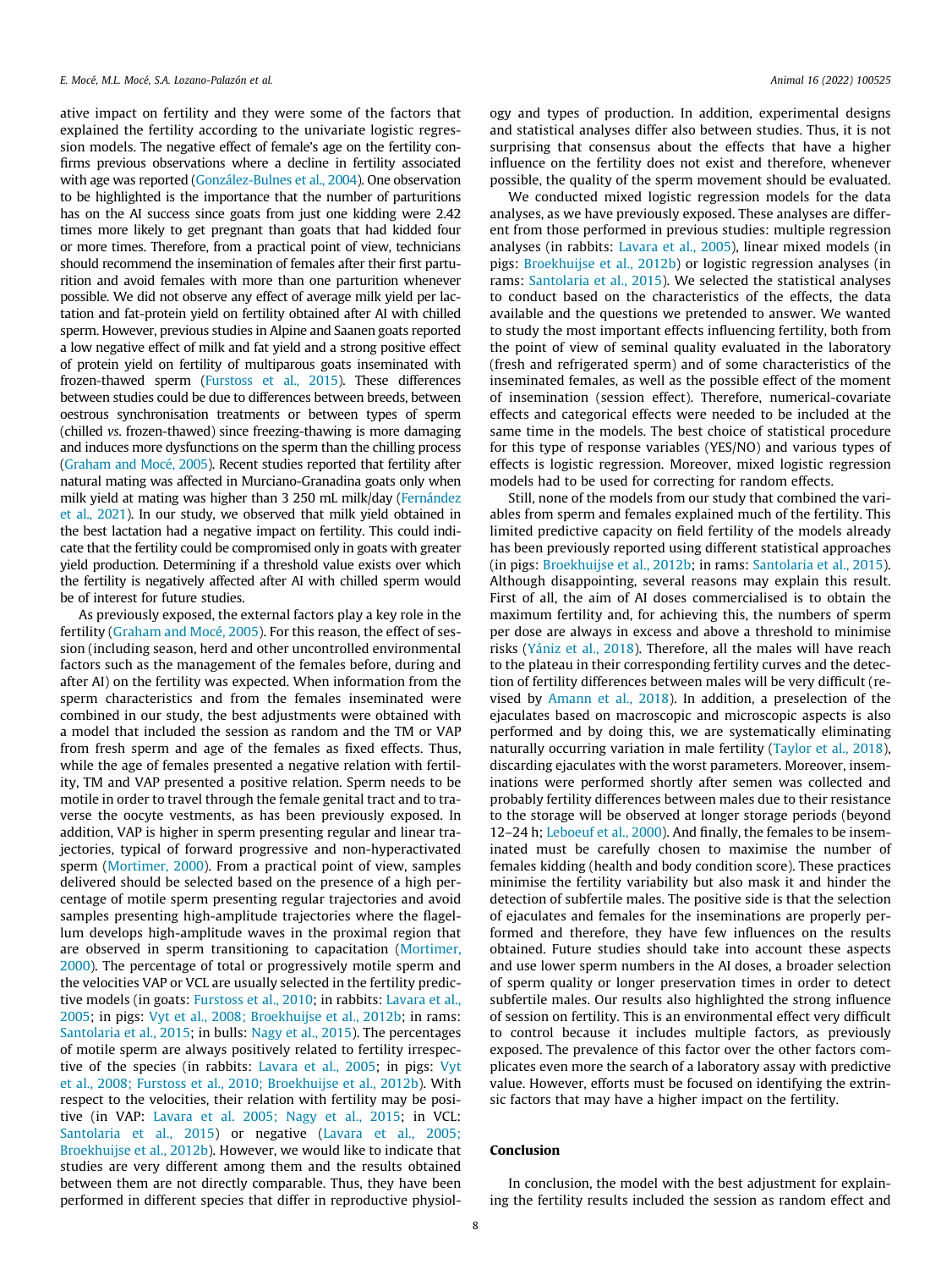ative impact on fertility and they were some of the factors that explained the fertility according to the univariate logistic regression models. The negative effect of female's age on the fertility confirms previous observations where a decline in fertility associated with age was reported (González-Bulnes et al., 2004). One observation to be highlighted is the importance that the number of parturitions has on the AI success since goats from just one kidding were 2.42 times more likely to get pregnant than goats that had kidded four or more times. Therefore, from a practical point of view, technicians should recommend the insemination of females after their first parturition and avoid females with more than one parturition whenever possible. We did not observe any effect of average milk yield per lactation and fat-protein yield on fertility obtained after AI with chilled sperm. However, previous studies in Alpine and Saanen goats reported a low negative effect of milk and fat yield and a strong positive effect of protein yield on fertility of multiparous goats inseminated with frozen-thawed sperm (Furstoss et al., 2015). These differences between studies could be due to differences between breeds, between oestrous synchronisation treatments or between types of sperm (chilled *vs.* frozen-thawed) since freezing-thawing is more damaging and induces more dysfunctions on the sperm than the chilling process (Graham and Mocé, 2005). Recent studies reported that fertility after natural mating was affected in Murciano-Granadina goats only when milk yield at mating was higher than 3 250 mL milk/day (Fernández et al., 2021). In our study, we observed that milk yield obtained in the best lactation had a negative impact on fertility. This could indicate that the fertility could be compromised only in goats with greater yield production. Determining if a threshold value exists over which the fertility is negatively affected after AI with chilled sperm would be of interest for future studies.

As previously exposed, the external factors play a key role in the fertility (Graham and Mocé, 2005). For this reason, the effect of session (including season, herd and other uncontrolled environmental factors such as the management of the females before, during and after AI) on the fertility was expected. When information from the sperm characteristics and from the females inseminated were combined in our study, the best adjustments were obtained with a model that included the session as random and the TM or VAP from fresh sperm and age of the females as fixed effects. Thus, while the age of females presented a negative relation with fertility, TM and VAP presented a positive relation. Sperm needs to be motile in order to travel through the female genital tract and to traverse the oocyte vestments, as has been previously exposed. In addition, VAP is higher in sperm presenting regular and linear trajectories, typical of forward progressive and non-hyperactivated sperm (Mortimer, 2000). From a practical point of view, samples delivered should be selected based on the presence of a high percentage of motile sperm presenting regular trajectories and avoid samples presenting high-amplitude trajectories where the flagellum develops high-amplitude waves in the proximal region that are observed in sperm transitioning to capacitation (Mortimer, 2000). The percentage of total or progressively motile sperm and the velocities VAP or VCL are usually selected in the fertility predictive models (in goats: Furstoss et al., 2010; in rabbits: Lavara et al., 2005; in pigs: Vyt et al., 2008; Broekhuijse et al., 2012b; in rams: Santolaria et al., 2015; in bulls: Nagy et al., 2015). The percentages of motile sperm are always positively related to fertility irrespective of the species (in rabbits: Lavara et al., 2005; in pigs: Vyt et al., 2008; Furstoss et al., 2010; Broekhuijse et al., 2012b). With respect to the velocities, their relation with fertility may be positive (in VAP: Lavara et al. 2005; Nagy et al., 2015; in VCL: Santolaria et al., 2015) or negative (Lavara et al., 2005; Broekhuijse et al., 2012b). However, we would like to indicate that studies are very different among them and the results obtained between them are not directly comparable. Thus, they have been performed in different species that differ in reproductive physiology and types of production. In addition, experimental designs and statistical analyses differ also between studies. Thus, it is not surprising that consensus about the effects that have a higher influence on the fertility does not exist and therefore, whenever possible, the quality of the sperm movement should be evaluated.

We conducted mixed logistic regression models for the data analyses, as we have previously exposed. These analyses are different from those performed in previous studies: multiple regression analyses (in rabbits: Lavara et al., 2005), linear mixed models (in pigs: Broekhuijse et al., 2012b) or logistic regression analyses (in rams: Santolaria et al., 2015). We selected the statistical analyses to conduct based on the characteristics of the effects, the data available and the questions we pretended to answer. We wanted to study the most important effects influencing fertility, both from the point of view of seminal quality evaluated in the laboratory (fresh and refrigerated sperm) and of some characteristics of the inseminated females, as well as the possible effect of the moment of insemination (session effect). Therefore, numerical-covariate effects and categorical effects were needed to be included at the same time in the models. The best choice of statistical procedure for this type of response variables (YES/NO) and various types of effects is logistic regression. Moreover, mixed logistic regression models had to be used for correcting for random effects.

Still, none of the models from our study that combined the variables from sperm and females explained much of the fertility. This limited predictive capacity on field fertility of the models already has been previously reported using different statistical approaches (in pigs: Broekhuijse et al., 2012b; in rams: Santolaria et al., 2015). Although disappointing, several reasons may explain this result. First of all, the aim of AI doses commercialised is to obtain the maximum fertility and, for achieving this, the numbers of sperm per dose are always in excess and above a threshold to minimise risks (Yániz et al., 2018). Therefore, all the males will have reach to the plateau in their corresponding fertility curves and the detection of fertility differences between males will be very difficult (revised by Amann et al., 2018). In addition, a preselection of the ejaculates based on macroscopic and microscopic aspects is also performed and by doing this, we are systematically eliminating naturally occurring variation in male fertility (Taylor et al., 2018), discarding ejaculates with the worst parameters. Moreover, inseminations were performed shortly after semen was collected and probably fertility differences between males due to their resistance to the storage will be observed at longer storage periods (beyond 12–24 h; Leboeuf et al., 2000). And finally, the females to be inseminated must be carefully chosen to maximise the number of females kidding (health and body condition score). These practices minimise the fertility variability but also mask it and hinder the detection of subfertile males. The positive side is that the selection of ejaculates and females for the inseminations are properly performed and therefore, they have few influences on the results obtained. Future studies should take into account these aspects and use lower sperm numbers in the AI doses, a broader selection of sperm quality or longer preservation times in order to detect subfertile males. Our results also highlighted the strong influence of session on fertility. This is an environmental effect very difficult to control because it includes multiple factors, as previously exposed. The prevalence of this factor over the other factors complicates even more the search of a laboratory assay with predictive value. However, efforts must be focused on identifying the extrinsic factors that may have a higher impact on the fertility.

## Conclusion

In conclusion, the model with the best adjustment for explaining the fertility results included the session as random effect and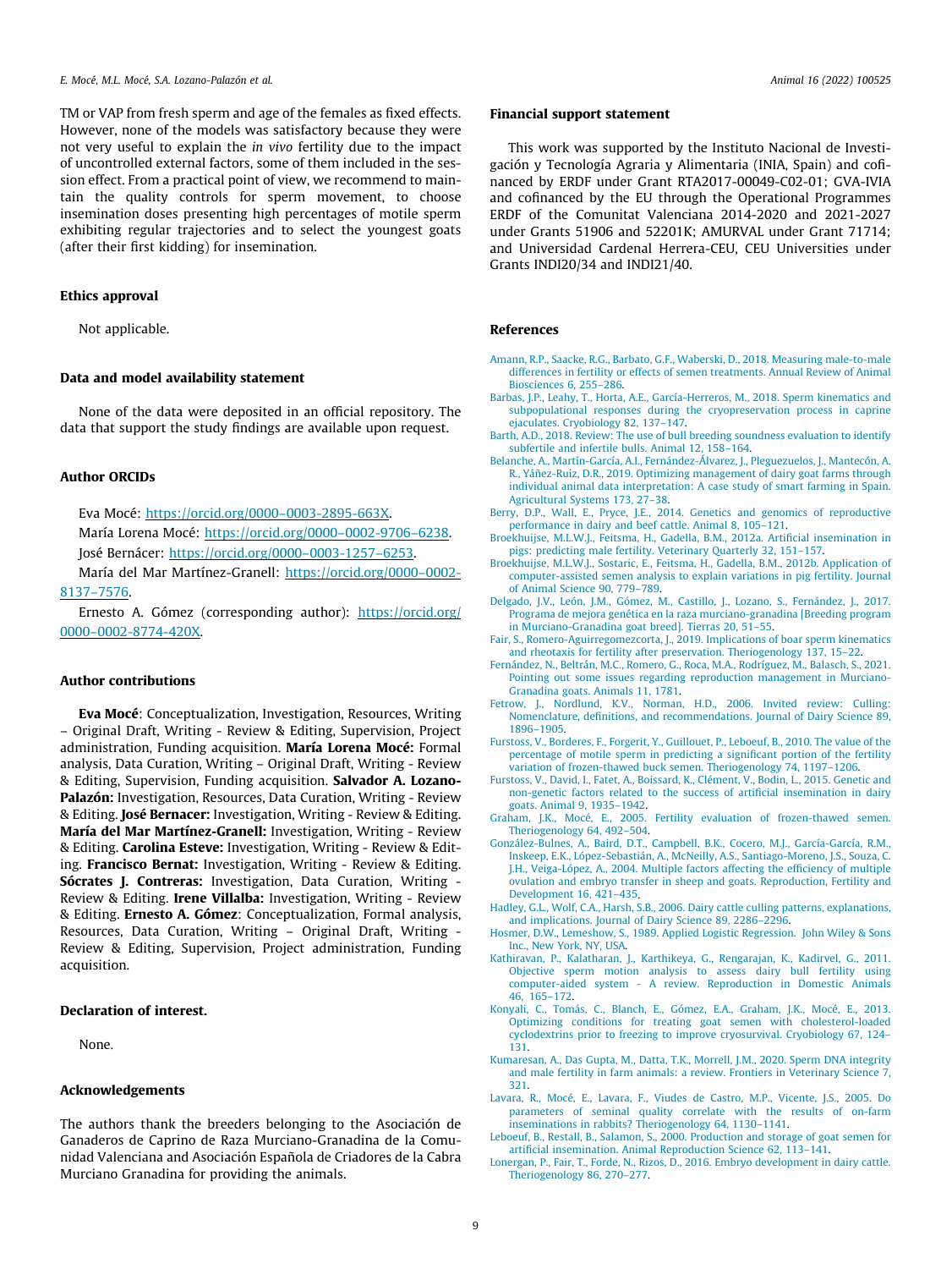TM or VAP from fresh sperm and age of the females as fixed effects. However, none of the models was satisfactory because they were not very useful to explain the *in vivo* fertility due to the impact of uncontrolled external factors, some of them included in the session effect. From a practical point of view, we recommend to maintain the quality controls for sperm movement, to choose insemination doses presenting high percentages of motile sperm exhibiting regular trajectories and to select the youngest goats (after their first kidding) for insemination.

## Ethics approval

Not applicable.

## Data and model availability statement

None of the data were deposited in an official repository. The data that support the study findings are available upon request.

## Author ORCIDs

Eva Mocé: https://orcid.org/0000–0003-2895-663X.

María Lorena Mocé: https://orcid.org/0000–0002-9706–6238.

José Bernácer: https://orcid.org/0000–0003-1257–6253.

María del Mar Martínez-Granell: https://orcid.org/0000–0002-8137–7576.

Ernesto A. Gómez (corresponding author): https://orcid.org/0000–0002-8774-420X.

## Author contributions

**Eva Mocé**: Conceptualization, Investigation, Resources, Writing – Original Draft, Writing - Review & Editing, Supervision, Project administration, Funding acquisition. **María Lorena Mocé:** Formal analysis, Data Curation, Writing – Original Draft, Writing - Review & Editing, Supervision, Funding acquisition. **Salvador A. Lozano-Palazón:** Investigation, Resources, Data Curation, Writing - Review & Editing. **José Bernacer:** Investigation, Writing - Review & Editing. **María del Mar Martínez-Granell:** Investigation, Writing - Review & Editing. **Carolina Esteve:** Investigation, Writing - Review & Editing. **Francisco Bernat:** Investigation, Writing - Review & Editing. **Sócrates J. Contreras:** Investigation, Data Curation, Writing - Review & Editing. **Irene Villalba:** Investigation, Writing - Review & Editing. **Ernesto A. Gómez**: Conceptualization, Formal analysis, Resources, Data Curation, Writing – Original Draft, Writing - Review & Editing, Supervision, Project administration, Funding acquisition.

## Declaration of interest.

None.

## Acknowledgements

The authors thank the breeders belonging to the Asociación de Ganaderos de Caprino de Raza Murciano-Granadina de la Comunidad Valenciana and Asociación Española de Criadores de la Cabra Murciano Granadina for providing the animals.

## Financial support statement

This work was supported by the Instituto Nacional de Investigación y Tecnología Agraria y Alimentaria (INIA, Spain) and cofinanced by ERDF under Grant RTA2017-00049-C02-01; GVA-IVIA and cofinanced by the EU through the Operational Programmes ERDF of the Comunitat Valenciana 2014-2020 and 2021-2027 under Grants 51906 and 52201K; AMURVAL under Grant 71714; and Universidad Cardenal Herrera-CEU, CEU Universities under Grants INDI20/34 and INDI21/40.

## References

Amann, R.P., Saacke, R.G., Barbato, G.F., Waberski, D., 2018. Measuring male-to-male differences in fertility or effects of semen treatments. Annual Review of Animal Biosciences 6, 255–286.

Barbas, J.P., Leahy, T., Horta, A.E., García-Herreros, M., 2018. Sperm kinematics and subpopulational responses during the cryopreservation process in caprine ejaculates. Cryobiology 82, 137–147.

Barth, A.D., 2018. Review: The use of bull breeding soundness evaluation to identify subfertile and infertile bulls. Animal 12, 158–164.

Belanche, A., Martín-García, A.I., Fernández-Álvarez, J., Pleguezuelos, J., Mantecón, A.R., Yáñez-Ruiz, D.R., 2019. Optimizing management of dairy goat farms through individual animal data interpretation: A case study of smart farming in Spain. Agricultural Systems 173, 27–38.

Berry, D.P., Wall, E., Pryce, J.E., 2014. Genetics and genomics of reproductive performance in dairy and beef cattle. Animal 8, 105–121.

Broekhuijse, M.L.W.J., Feitsma, H., Gadella, B.M., 2012a. Artificial insemination in pigs: predicting male fertility. Veterinary Quarterly 32, 151–157.

Broekhuijse, M.L.W.J., Sostaric, E., Feitsma, H., Gadella, B.M., 2012b. Application of computer-assisted semen analysis to explain variations in pig fertility. Journal of Animal Science 90, 779–789.

Delgado, J.V., León, J.M., Gómez, M., Castillo, J., Lozano, S., Fernández, J., 2017. Programa de mejora genética en la raza murciano-granadina [Breeding program in Murciano-Granadina goat breed]. Tierras 20, 51–55.

Fair, S., Romero-Aguirregomezcorta, J., 2019. Implications of boar sperm kinematics and rheotaxis for fertility after preservation. Theriogenology 137, 15–22.

Fernández, N., Beltrán, M.C., Romero, G., Roca, M.A., Rodríguez, M., Balasch, S., 2021. Pointing out some issues regarding reproduction management in Murciano-Granadina goats. Animals 11, 1781.

Fetrow, J., Nordlund, K.V., Norman, H.D., 2006. Invited review: Culling: Nomenclature, definitions, and recommendations. Journal of Dairy Science 89, 1896–1905.

Furstoss, V., Borderes, F., Forgerit, Y., Guillouet, P., Leboeuf, B., 2010. The value of the percentage of motile sperm in predicting a significant portion of the fertility variation of frozen-thawed buck semen. Theriogenology 74, 1197–1206.

Furstoss, V., David, I., Fatet, A., Boissard, K., Clément, V., Bodin, L., 2015. Genetic and non-genetic factors related to the success of artificial insemination in dairy goats. Animal 9, 1935–1942.

Graham, J.K., Mocé, E., 2005. Fertility evaluation of frozen-thawed semen. Theriogenology 64, 492–504.

González-Bulnes, A., Baird, D.T., Campbell, B.K., Cocero, M.J., García-García, R.M., Inskeep, E.K., López-Sebastián, A., McNeilly, A.S., Santiago-Moreno, J.S., Souza, C.J.H., Veiga-López, A., 2004. Multiple factors affecting the efficiency of multiple ovulation and embryo transfer in sheep and goats. Reproduction, Fertility and Development 16, 421–435.

Hadley, G.L., Wolf, C.A., Harsh, S.B., 2006. Dairy cattle culling patterns, explanations, and implications. Journal of Dairy Science 89, 2286–2296.

Hosmer, D.W., Lemeshow, S., 1989. Applied Logistic Regression. John Wiley & Sons Inc., New York, NY, USA.

Kathiravan, P., Kalatharan, J., Karthikeya, G., Rengarajan, K., Kadirvel, G., 2011. Objective sperm motion analysis to assess dairy bull fertility using computer-aided system - A review. Reproduction in Domestic Animals 46, 165–172.

Konyali, C., Tomás, C., Blanch, E., Gómez, E.A., Graham, J.K., Mocé, E., 2013. Optimizing conditions for treating goat semen with cholesterol-loaded cyclodextrins prior to freezing to improve cryosurvival. Cryobiology 67, 124–131.

Kumaresan, A., Das Gupta, M., Datta, T.K., Morrell, J.M., 2020. Sperm DNA integrity and male fertility in farm animals: a review. Frontiers in Veterinary Science 7, 321.

Lavara, R., Mocé, E., Lavara, F., Viudes de Castro, M.P., Vicente, J.S., 2005. Do parameters of seminal quality correlate with the results of on-farm inseminations in rabbits? Theriogenology 64, 1130–1141.

Leboeuf, B., Restall, B., Salamon, S., 2000. Production and storage of goat semen for artificial insemination. Animal Reproduction Science 62, 113–141.

Lonergan, P., Fair, T., Forde, N., Rizos, D., 2016. Embryo development in dairy cattle. Theriogenology 86, 270–277.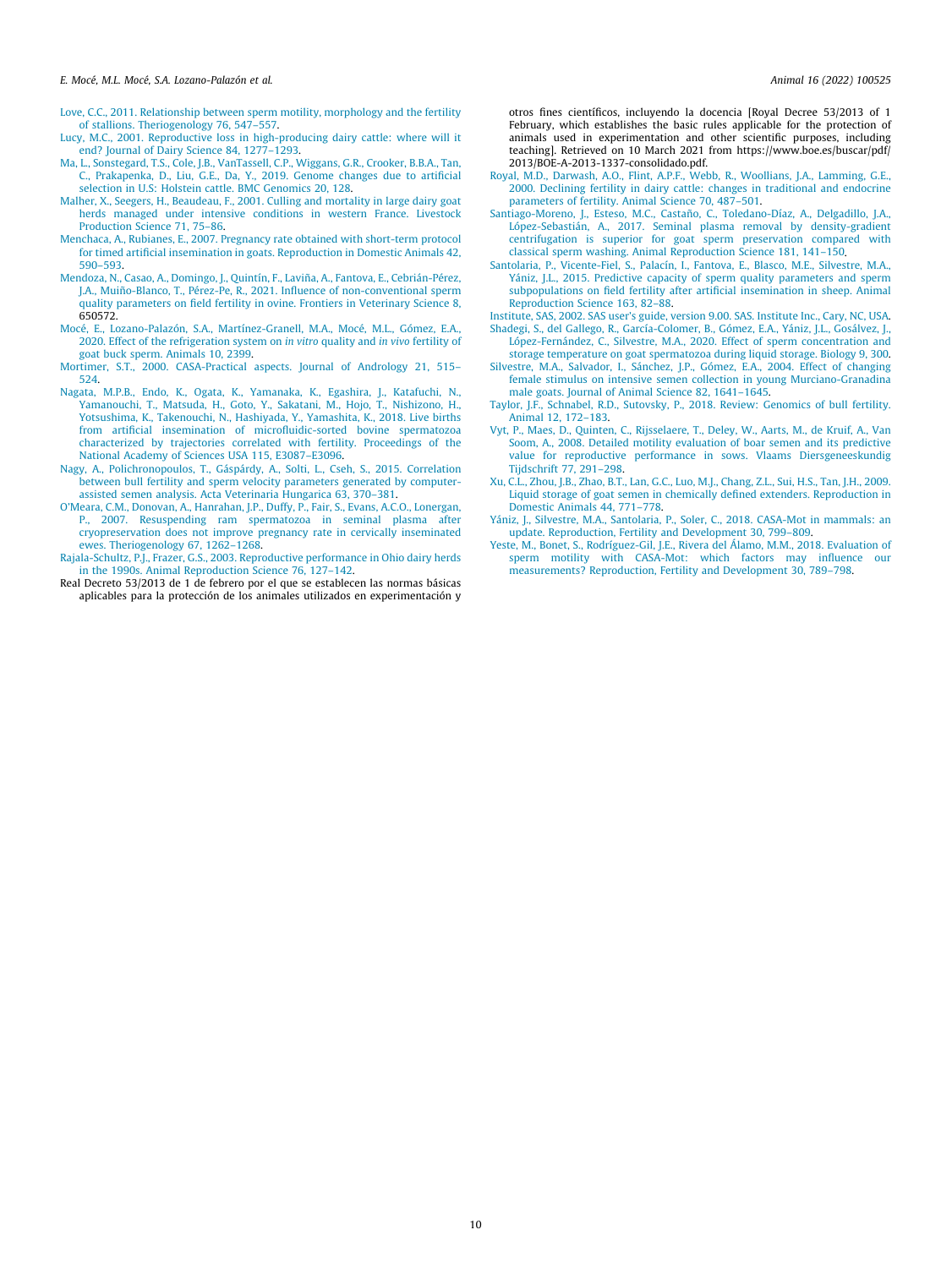Love, C.C., 2011. Relationship between sperm motility, morphology and the fertility of stallions. Theriogenology 76, 547–557.

Lucy, M.C., 2001. Reproductive loss in high-producing dairy cattle: where will it end? Journal of Dairy Science 84, 1277–1293.

Ma, L., Sonstegard, T.S., Cole, J.B., VanTassell, C.P., Wiggans, G.R., Crooker, B.B.A., Tan, C., Prakapenka, D., Liu, G.E., Da, Y., 2019. Genome changes due to artificial selection in U.S: Holstein cattle. BMC Genomics 20, 128.

Malher, X., Seegers, H., Beaudeau, F., 2001. Culling and mortality in large dairy goat herds managed under intensive conditions in western France. Livestock Production Science 71, 75–86.

Menchaca, A., Rubianes, E., 2007. Pregnancy rate obtained with short-term protocol for timed artificial insemination in goats. Reproduction in Domestic Animals 42, 590–593.

Mendoza, N., Casao, A., Domingo, J., Quintín, F., Laviña, A., Fantova, E., Cebrián-Pérez, J.A., Muiño-Blanco, T., Pérez-Pe, R., 2021. Influence of non-conventional sperm quality parameters on field fertility in ovine. Frontiers in Veterinary Science 8, 650572.

Mocé, E., Lozano-Palazón, S.A., Martínez-Granell, M.A., Mocé, M.L., Gómez, E.A., 2020. Effect of the refrigeration system on *in vitro* quality and *in vivo* fertility of goat buck sperm. Animals 10, 2399.

Mortimer, S.T., 2000. CASA-Practical aspects. Journal of Andrology 21, 515–524.

Nagata, M.P.B., Endo, K., Ogata, K., Yamanaka, K., Egashira, J., Katafuchi, N., Yamanouchi, T., Matsuda, H., Goto, Y., Sakatani, M., Hojo, T., Nishizono, H., Yotsushima, K., Takenouchi, N., Hashiyada, Y., Yamashita, K., 2018. Live births from artificial insemination of microfluidic-sorted bovine spermatozoa characterized by trajectories correlated with fertility. Proceedings of the National Academy of Sciences USA 115, E3087–E3096.

Nagy, A., Polichronopoulos, T., Gáspárdy, A., Solti, L., Cseh, S., 2015. Correlation between bull fertility and sperm velocity parameters generated by computer-assisted semen analysis. Acta Veterinaria Hungarica 63, 370–381.

O'Meara, C.M., Donovan, A., Hanrahan, J.P., Duffy, P., Fair, S., Evans, A.C.O., Lonergan, P., 2007. Resuspending ram spermatozoa in seminal plasma after cryopreservation does not improve pregnancy rate in cervically inseminated ewes. Theriogenology 67, 1262–1268.

Rajala-Schultz, P.J., Frazer, G.S., 2003. Reproductive performance in Ohio dairy herds in the 1990s. Animal Reproduction Science 76, 127–142.

Real Decreto 53/2013 de 1 de febrero por el que se establecen las normas básicas aplicables para la protección de los animales utilizados en experimentación y otros fines científicos, incluyendo la docencia [Royal Decree 53/2013 of 1 February, which establishes the basic rules applicable for the protection of animals used in experimentation and other scientific purposes, including teaching]. Retrieved on 10 March 2021 from https://www.boe.es/buscar/pdf/2013/BOE-A-2013-1337-consolidado.pdf.

Royal, M.D., Darwash, A.O., Flint, A.P.F., Webb, R., Woollians, J.A., Lamming, G.E., 2000. Declining fertility in dairy cattle: changes in traditional and endocrine parameters of fertility. Animal Science 70, 487–501.

Santiago-Moreno, J., Esteso, M.C., Castaño, C., Toledano-Díaz, A., Delgadillo, J.A., López-Sebastián, A., 2017. Seminal plasma removal by density-gradient centrifugation is superior for goat sperm preservation compared with classical sperm washing. Animal Reproduction Science 181, 141–150.

Santolaria, P., Vicente-Fiel, S., Palacín, I., Fantova, E., Blasco, M.E., Silvestre, M.A., Yániz, J.L., 2015. Predictive capacity of sperm quality parameters and sperm subpopulations on field fertility after artificial insemination in sheep. Animal Reproduction Science 163, 82–88.

Institute, SAS, 2002. SAS user's guide, version 9.00. SAS. Institute Inc., Cary, NC, USA.

Shadegi, S., del Gallego, R., García-Colomer, B., Gómez, E.A., Yániz, J.L., Gosálvez, J., López-Fernández, C., Silvestre, M.A., 2020. Effect of sperm concentration and storage temperature on goat spermatozoa during liquid storage. Biology 9, 300.

Silvestre, M.A., Salvador, I., Sánchez, J.P., Gómez, E.A., 2004. Effect of changing female stimulus on intensive semen collection in young Murciano-Granadina male goats. Journal of Animal Science 82, 1641–1645.

Taylor, J.F., Schnabel, R.D., Sutovsky, P., 2018. Review: Genomics of bull fertility. Animal 12, 172–183.

Vyt, P., Maes, D., Quinten, C., Rijsselaere, T., Deley, W., Aarts, M., de Kruif, A., Van Soom, A., 2008. Detailed motility evaluation of boar semen and its predictive value for reproductive performance in sows. Vlaams Diersgeneeskundig Tijdschrift 77, 291–298.

Xu, C.L., Zhou, J.B., Zhao, B.T., Lan, G.C., Luo, M.J., Chang, Z.L., Sui, H.S., Tan, J.H., 2009. Liquid storage of goat semen in chemically defined extenders. Reproduction in Domestic Animals 44, 771–778.

Yániz, J., Silvestre, M.A., Santolaria, P., Soler, C., 2018. CASA-Mot in mammals: an update. Reproduction, Fertility and Development 30, 799–809.

Yeste, M., Bonet, S., Rodríguez-Gil, J.E., Rivera del Álamo, M.M., 2018. Evaluation of sperm motility with CASA-Mot: which factors may influence our measurements? Reproduction, Fertility and Development 30, 789–798.